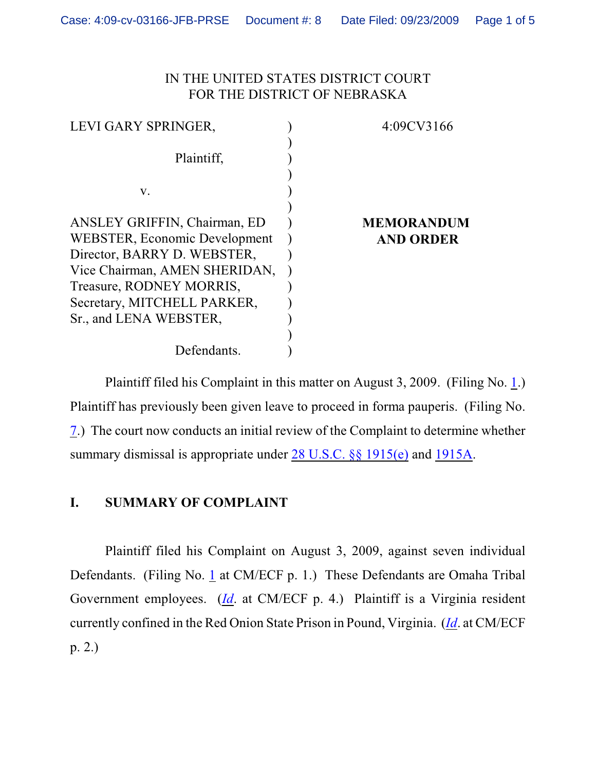IN THE UNITED STATES DISTRICT COURT
FOR THE DISTRICT OF NEBRASKA

| | | |
|---|---|---|
| LEVI GARY SPRINGER,<br><br>Plaintiff,<br><br>v.<br><br>ANSLEY GRIFFIN, Chairman, ED WEBSTER, Economic Development Director, BARRY D. WEBSTER, Vice Chairman, AMEN SHERIDAN, Treasure, RODNEY MORRIS, Secretary, MITCHELL PARKER, Sr., and LENA WEBSTER,<br><br>Defendants. | ) | 4:09CV3166<br><br>**MEMORANDUM AND ORDER** |

Plaintiff filed his Complaint in this matter on August 3, 2009. (Filing No. 1.) Plaintiff has previously been given leave to proceed in forma pauperis. (Filing No. 7.) The court now conducts an initial review of the Complaint to determine whether summary dismissal is appropriate under 28 U.S.C. §§ 1915(e) and 1915A.

## I. SUMMARY OF COMPLAINT

Plaintiff filed his Complaint on August 3, 2009, against seven individual Defendants. (Filing No. 1 at CM/ECF p. 1.) These Defendants are Omaha Tribal Government employees. (*Id*. at CM/ECF p. 4.) Plaintiff is a Virginia resident currently confined in the Red Onion State Prison in Pound, Virginia. (*Id*. at CM/ECF p. 2.)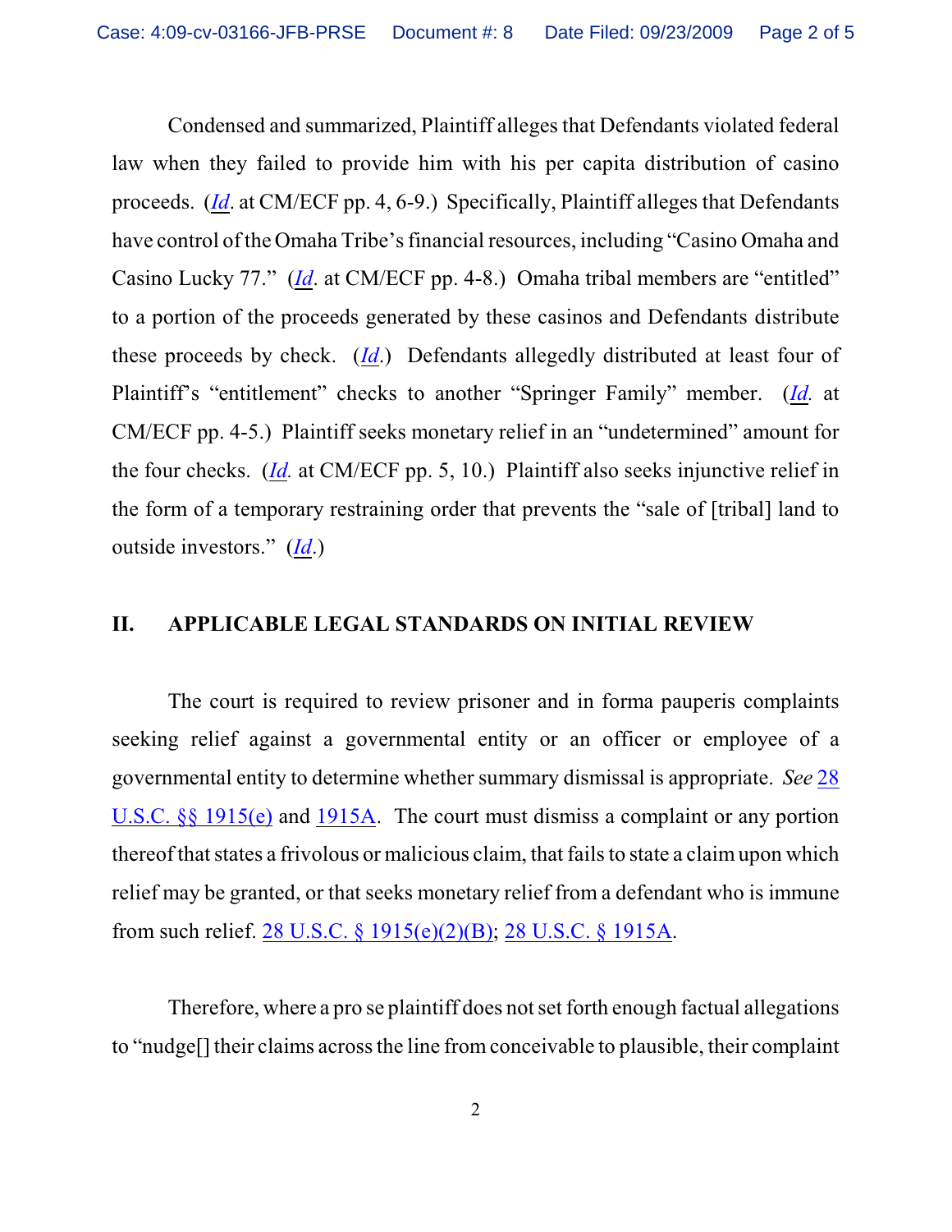Condensed and summarized, Plaintiff alleges that Defendants violated federal law when they failed to provide him with his per capita distribution of casino proceeds. (*Id*. at CM/ECF pp. 4, 6-9.) Specifically, Plaintiff alleges that Defendants have control of the Omaha Tribe's financial resources, including "Casino Omaha and Casino Lucky 77." (*Id*. at CM/ECF pp. 4-8.) Omaha tribal members are "entitled" to a portion of the proceeds generated by these casinos and Defendants distribute these proceeds by check. (*Id*.) Defendants allegedly distributed at least four of Plaintiff's "entitlement" checks to another "Springer Family" member. (*Id.* at CM/ECF pp. 4-5.) Plaintiff seeks monetary relief in an "undetermined" amount for the four checks. (*Id.* at CM/ECF pp. 5, 10.) Plaintiff also seeks injunctive relief in the form of a temporary restraining order that prevents the "sale of [tribal] land to outside investors." (*Id*.)

## II. APPLICABLE LEGAL STANDARDS ON INITIAL REVIEW

The court is required to review prisoner and in forma pauperis complaints seeking relief against a governmental entity or an officer or employee of a governmental entity to determine whether summary dismissal is appropriate. *See* 28 U.S.C. §§ 1915(e) and 1915A. The court must dismiss a complaint or any portion thereof that states a frivolous or malicious claim, that fails to state a claim upon which relief may be granted, or that seeks monetary relief from a defendant who is immune from such relief. 28 U.S.C. § 1915(e)(2)(B); 28 U.S.C. § 1915A.

Therefore, where a pro se plaintiff does not set forth enough factual allegations to "nudge[] their claims across the line from conceivable to plausible, their complaint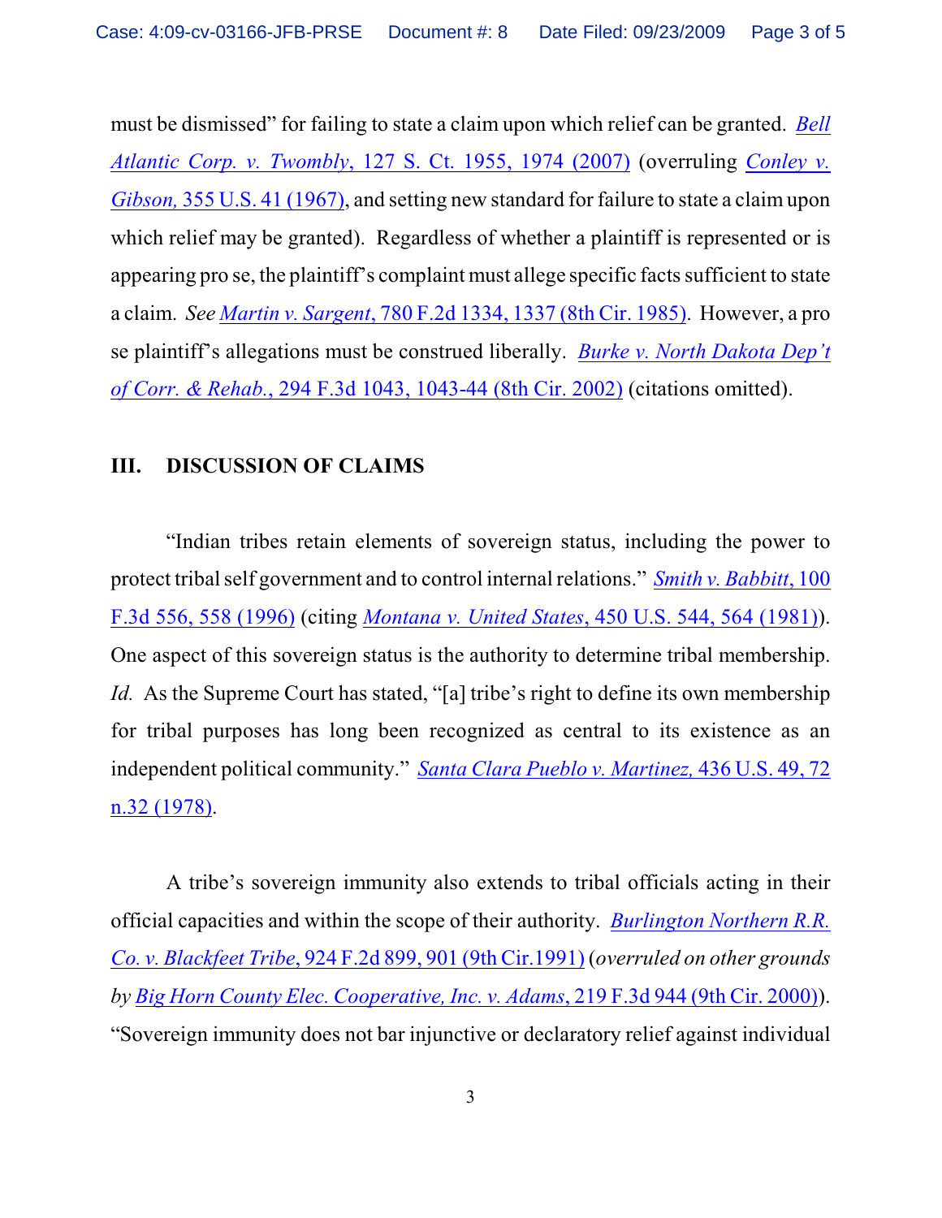must be dismissed" for failing to state a claim upon which relief can be granted. *Bell Atlantic Corp. v. Twombly*, 127 S. Ct. 1955, 1974 (2007) (overruling *Conley v. Gibson*, 355 U.S. 41 (1967), and setting new standard for failure to state a claim upon which relief may be granted). Regardless of whether a plaintiff is represented or is appearing pro se, the plaintiff's complaint must allege specific facts sufficient to state a claim. *See Martin v. Sargent*, 780 F.2d 1334, 1337 (8th Cir. 1985). However, a pro se plaintiff's allegations must be construed liberally. *Burke v. North Dakota Dep't of Corr. & Rehab.*, 294 F.3d 1043, 1043-44 (8th Cir. 2002) (citations omitted).

## III. DISCUSSION OF CLAIMS

"Indian tribes retain elements of sovereign status, including the power to protect tribal self government and to control internal relations." *Smith v. Babbitt*, 100 F.3d 556, 558 (1996) (citing *Montana v. United States*, 450 U.S. 544, 564 (1981)). One aspect of this sovereign status is the authority to determine tribal membership. *Id.* As the Supreme Court has stated, "[a] tribe's right to define its own membership for tribal purposes has long been recognized as central to its existence as an independent political community." *Santa Clara Pueblo v. Martinez*, 436 U.S. 49, 72 n.32 (1978).

A tribe's sovereign immunity also extends to tribal officials acting in their official capacities and within the scope of their authority. *Burlington Northern R.R. Co. v. Blackfeet Tribe*, 924 F.2d 899, 901 (9th Cir.1991) (*overruled on other grounds by Big Horn County Elec. Cooperative, Inc. v. Adams*, 219 F.3d 944 (9th Cir. 2000)). "Sovereign immunity does not bar injunctive or declaratory relief against individual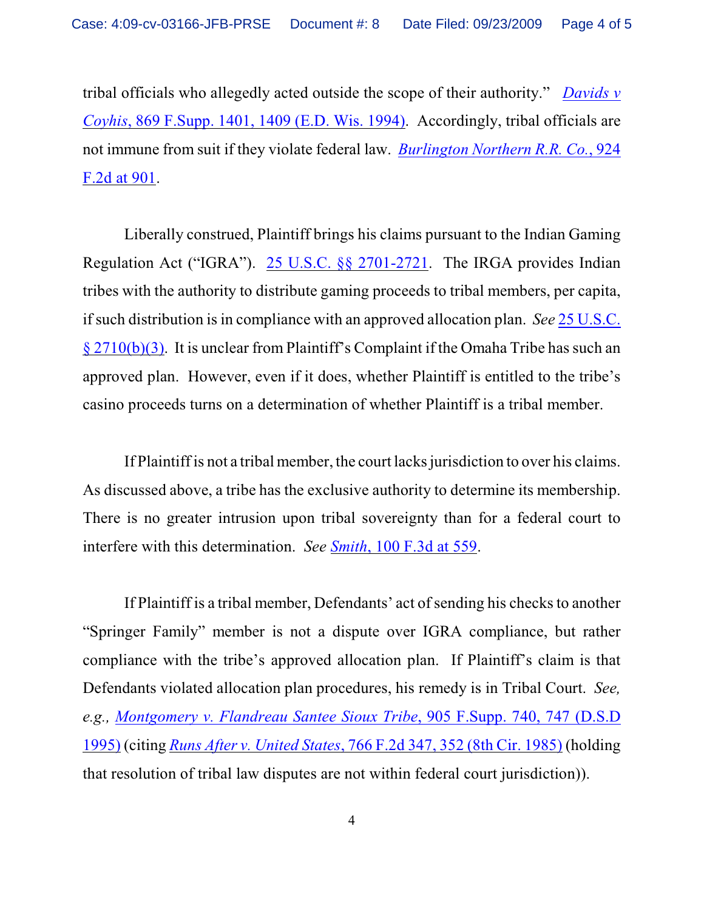tribal officials who allegedly acted outside the scope of their authority." *Davids v Coyhis*, 869 F.Supp. 1401, 1409 (E.D. Wis. 1994). Accordingly, tribal officials are not immune from suit if they violate federal law. *Burlington Northern R.R. Co.*, 924 F.2d at 901.

Liberally construed, Plaintiff brings his claims pursuant to the Indian Gaming Regulation Act ("IGRA"). 25 U.S.C. §§ 2701-2721. The IRGA provides Indian tribes with the authority to distribute gaming proceeds to tribal members, per capita, if such distribution is in compliance with an approved allocation plan. *See* 25 U.S.C. § 2710(b)(3). It is unclear from Plaintiff's Complaint if the Omaha Tribe has such an approved plan. However, even if it does, whether Plaintiff is entitled to the tribe's casino proceeds turns on a determination of whether Plaintiff is a tribal member.

If Plaintiff is not a tribal member, the court lacks jurisdiction to over his claims. As discussed above, a tribe has the exclusive authority to determine its membership. There is no greater intrusion upon tribal sovereignty than for a federal court to interfere with this determination. *See* *Smith*, 100 F.3d at 559.

If Plaintiff is a tribal member, Defendants' act of sending his checks to another "Springer Family" member is not a dispute over IGRA compliance, but rather compliance with the tribe's approved allocation plan. If Plaintiff's claim is that Defendants violated allocation plan procedures, his remedy is in Tribal Court. *See, e.g.*, *Montgomery v. Flandreau Santee Sioux Tribe*, 905 F.Supp. 740, 747 (D.S.D 1995) (citing *Runs After v. United States*, 766 F.2d 347, 352 (8th Cir. 1985) (holding that resolution of tribal law disputes are not within federal court jurisdiction)).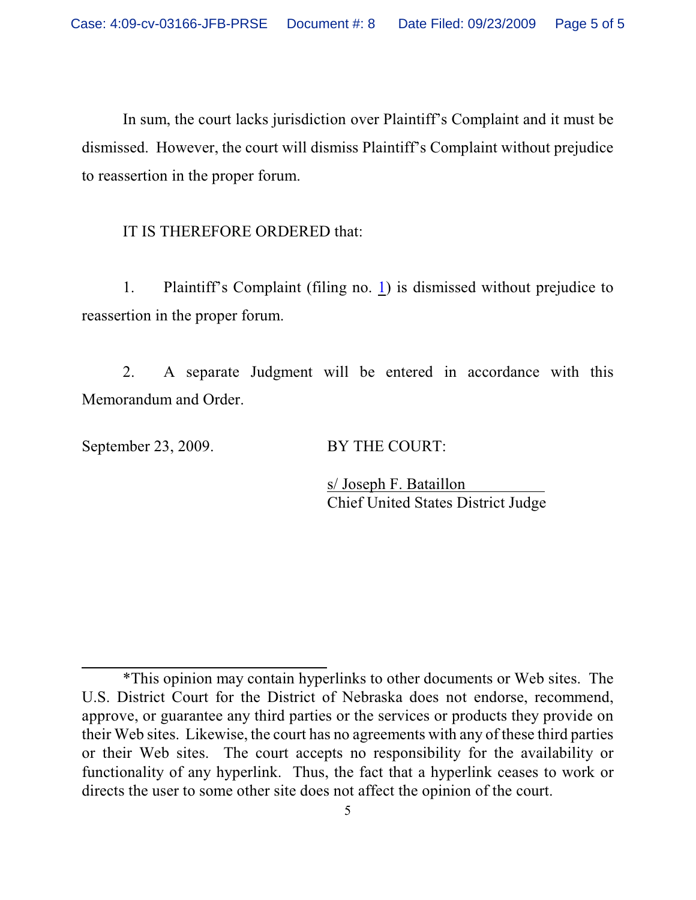In sum, the court lacks jurisdiction over Plaintiff's Complaint and it must be dismissed. However, the court will dismiss Plaintiff's Complaint without prejudice to reassertion in the proper forum.

IT IS THEREFORE ORDERED that:

1. Plaintiff's Complaint (filing no. 1) is dismissed without prejudice to reassertion in the proper forum.

2. A separate Judgment will be entered in accordance with this Memorandum and Order.

September 23, 2009.

BY THE COURT:

s/ Joseph F. Bataillon
Chief United States District Judge

---

*This opinion may contain hyperlinks to other documents or Web sites. The U.S. District Court for the District of Nebraska does not endorse, recommend, approve, or guarantee any third parties or the services or products they provide on their Web sites. Likewise, the court has no agreements with any of these third parties or their Web sites. The court accepts no responsibility for the availability or functionality of any hyperlink. Thus, the fact that a hyperlink ceases to work or directs the user to some other site does not affect the opinion of the court.